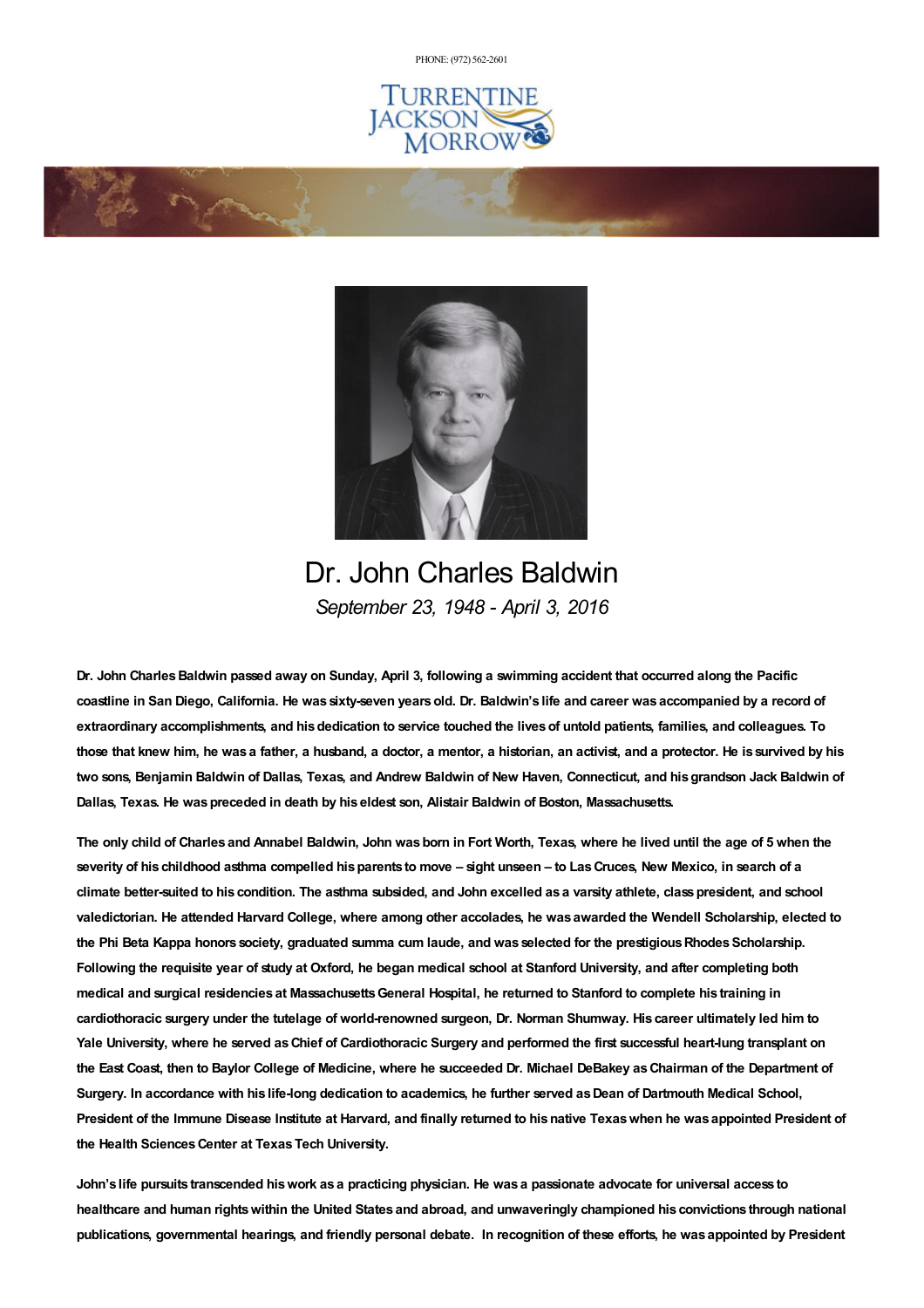PHONE: (972) 562-2601

TURRENTINE JACKSON MORROW

# Dr. John Charles Baldwin

*September 23, 1948 - April 3, 2016*

**Dr. John Charles Baldwin passed away on Sunday, April 3, following a swimming accident that occurred along the Pacific coastline in San Diego, California. He was sixty-seven years old. Dr. Baldwin's life and career was accompanied by a record of extraordinary accomplishments, and his dedication to service touched the lives of untold patients, families, and colleagues. To those that knew him, he was a father, a husband, a doctor, a mentor, a historian, an activist, and a protector. He is survived by his two sons, Benjamin Baldwin of Dallas, Texas, and Andrew Baldwin of New Haven, Connecticut, and his grandson Jack Baldwin of Dallas, Texas. He was preceded in death by his eldest son, Alistair Baldwin of Boston, Massachusetts.**

**The only child of Charles and Annabel Baldwin, John was born in Fort Worth, Texas, where he lived until the age of 5 when the severity of his childhood asthma compelled his parents to move – sight unseen – to Las Cruces, New Mexico, in search of a climate better-suited to his condition. The asthma subsided, and John excelled as a varsity athlete, class president, and school valedictorian. He attended Harvard College, where among other accolades, he was awarded the Wendell Scholarship, elected to the Phi Beta Kappa honors society, graduated summa cum laude, and was selected for the prestigious Rhodes Scholarship. Following the requisite year of study at Oxford, he began medical school at Stanford University, and after completing both medical and surgical residencies at Massachusetts General Hospital, he returned to Stanford to complete his training in cardiothoracic surgery under the tutelage of world-renowned surgeon, Dr. Norman Shumway. His career ultimately led him to Yale University, where he served as Chief of Cardiothoracic Surgery and performed the first successful heart-lung transplant on the East Coast, then to Baylor College of Medicine, where he succeeded Dr. Michael DeBakey as Chairman of the Department of Surgery. In accordance with his life-long dedication to academics, he further served as Dean of Dartmouth Medical School, President of the Immune Disease Institute at Harvard, and finally returned to his native Texas when he was appointed President of the Health Sciences Center at Texas Tech University.**

**John's life pursuits transcended his work as a practicing physician. He was a passionate advocate for universal access to healthcare and human rights within the United States and abroad, and unwaveringly championed his convictions through national publications, governmental hearings, and friendly personal debate. In recognition of these efforts, he was appointed by President**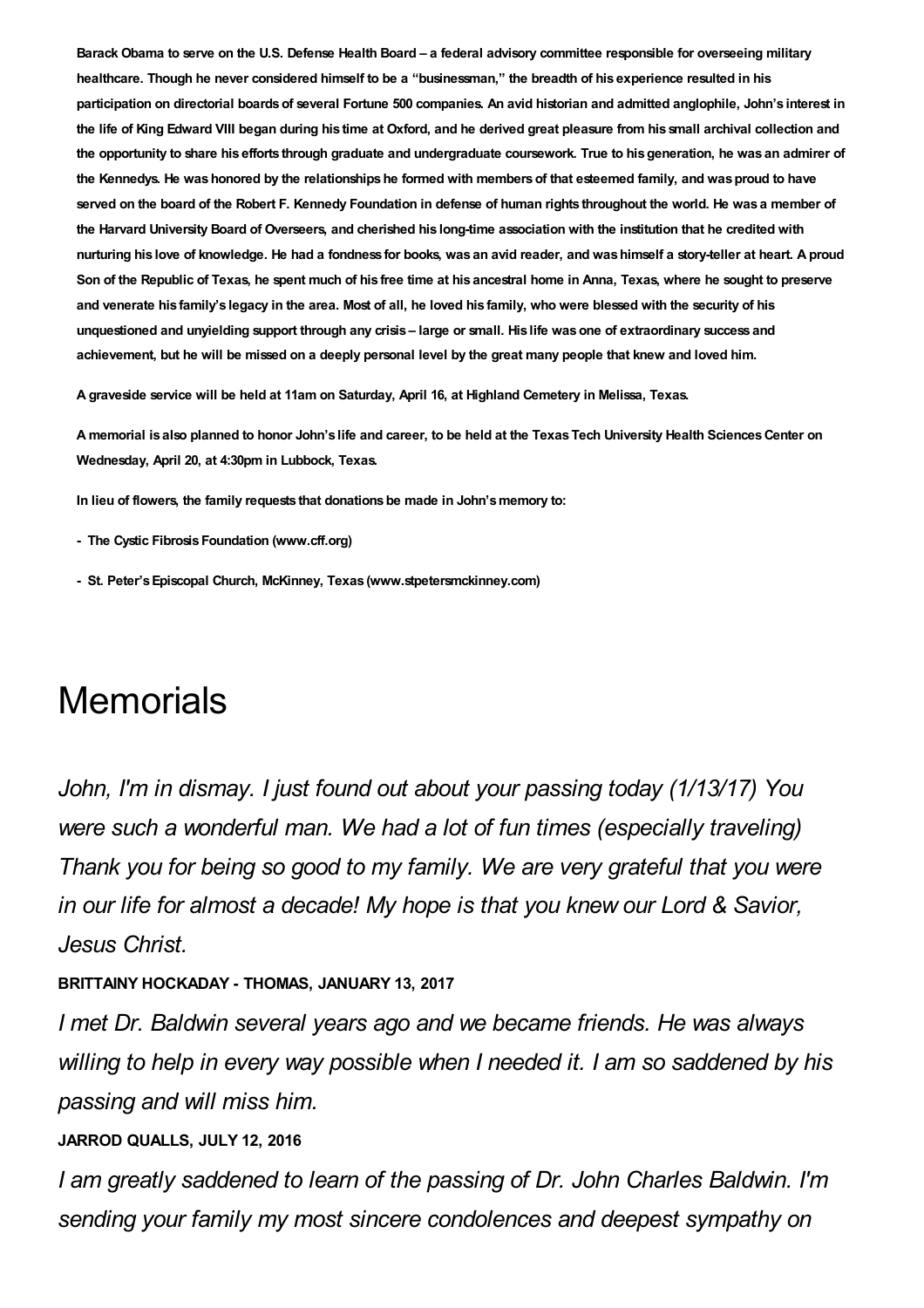**Barack Obama to serve on the U.S. Defense Health Board – a federal advisory committee responsible for overseeing military healthcare. Though he never considered himself to be a "businessman," the breadth of his experience resulted in his participation on directorial boards of several Fortune 500 companies. An avid historian and admitted anglophile, John's interest in the life of King Edward VIII began during his time at Oxford, and he derived great pleasure from his small archival collection and the opportunity to share his efforts through graduate and undergraduate coursework. True to his generation, he was an admirer of the Kennedys. He was honored by the relationships he formed with members of that esteemed family, and was proud to have served on the board of the Robert F. Kennedy Foundation in defense of human rights throughout the world. He was a member of the Harvard University Board of Overseers, and cherished his long-time association with the institution that he credited with nurturing his love of knowledge. He had a fondness for books, was an avid reader, and was himself a story-teller at heart. A proud Son of the Republic of Texas, he spent much of his free time at his ancestral home in Anna, Texas, where he sought to preserve and venerate his family's legacy in the area. Most of all, he loved his family, who were blessed with the security of his unquestioned and unyielding support through any crisis – large or small. His life was one of extraordinary success and achievement, but he will be missed on a deeply personal level by the great many people that knew and loved him.**

**A graveside service will be held at 11am on Saturday, April 16, at Highland Cemetery in Melissa, Texas.**

**A memorial is also planned to honor John's life and career, to be held at the Texas Tech University Health Sciences Center on Wednesday, April 20, at 4:30pm in Lubbock, Texas.**

**In lieu of flowers, the family requests that donations be made in John's memory to:**

- **The Cystic Fibrosis Foundation (www.cff.org)**
- **St. Peter's Episcopal Church, McKinney, Texas (www.stpetersmckinney.com)**

# Memorials

*John, I'm in dismay. I just found out about your passing today (1/13/17) You were such a wonderful man. We had a lot of fun times (especially traveling) Thank you for being so good to my family. We are very grateful that you were in our life for almost a decade! My hope is that you knew our Lord & Savior, Jesus Christ.*

**BRITTAINY HOCKADAY - THOMAS, JANUARY 13, 2017**

*I met Dr. Baldwin several years ago and we became friends. He was always willing to help in every way possible when I needed it. I am so saddened by his passing and will miss him.*

**JARROD QUALLS, JULY 12, 2016**

*I am greatly saddened to learn of the passing of Dr. John Charles Baldwin. I'm sending your family my most sincere condolences and deepest sympathy on*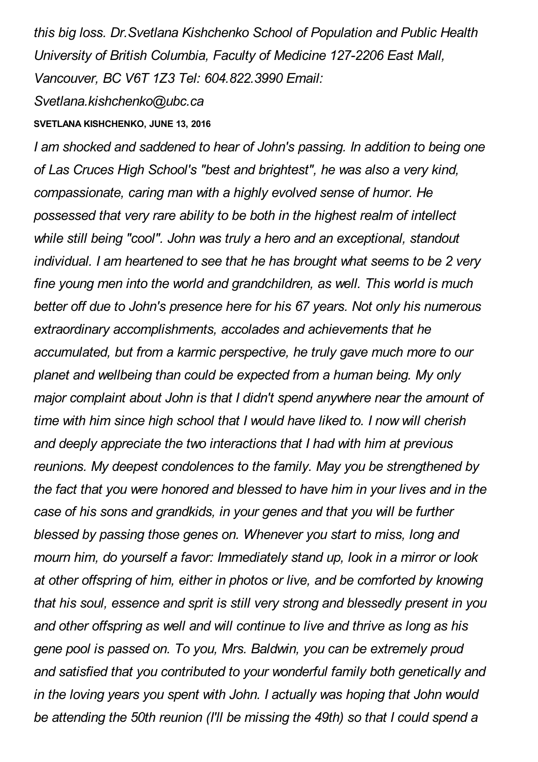*this big loss. Dr.Svetlana Kishchenko School of Population and Public Health University of British Columbia, Faculty of Medicine 127-2206 East Mall, Vancouver, BC V6T 1Z3 Tel: 604.822.3990 Email: Svetlana.kishchenko@ubc.ca*

**SVETLANA KISHCHENKO, JUNE 13, 2016**

*I am shocked and saddened to hear of John's passing. In addition to being one of Las Cruces High School's "best and brightest", he was also a very kind, compassionate, caring man with a highly evolved sense of humor. He possessed that very rare ability to be both in the highest realm of intellect while still being "cool". John was truly a hero and an exceptional, standout individual. I am heartened to see that he has brought what seems to be 2 very fine young men into the world and grandchildren, as well. This world is much better off due to John's presence here for his 67 years. Not only his numerous extraordinary accomplishments, accolades and achievements that he accumulated, but from a karmic perspective, he truly gave much more to our planet and wellbeing than could be expected from a human being. My only major complaint about John is that I didn't spend anywhere near the amount of time with him since high school that I would have liked to. I now will cherish and deeply appreciate the two interactions that I had with him at previous reunions. My deepest condolences to the family. May you be strengthened by the fact that you were honored and blessed to have him in your lives and in the case of his sons and grandkids, in your genes and that you will be further blessed by passing those genes on. Whenever you start to miss, long and mourn him, do yourself a favor: Immediately stand up, look in a mirror or look at other offspring of him, either in photos or live, and be comforted by knowing that his soul, essence and sprit is still very strong and blessedly present in you and other offspring as well and will continue to live and thrive as long as his gene pool is passed on. To you, Mrs. Baldwin, you can be extremely proud and satisfied that you contributed to your wonderful family both genetically and in the loving years you spent with John. I actually was hoping that John would be attending the 50th reunion (I'll be missing the 49th) so that I could spend a*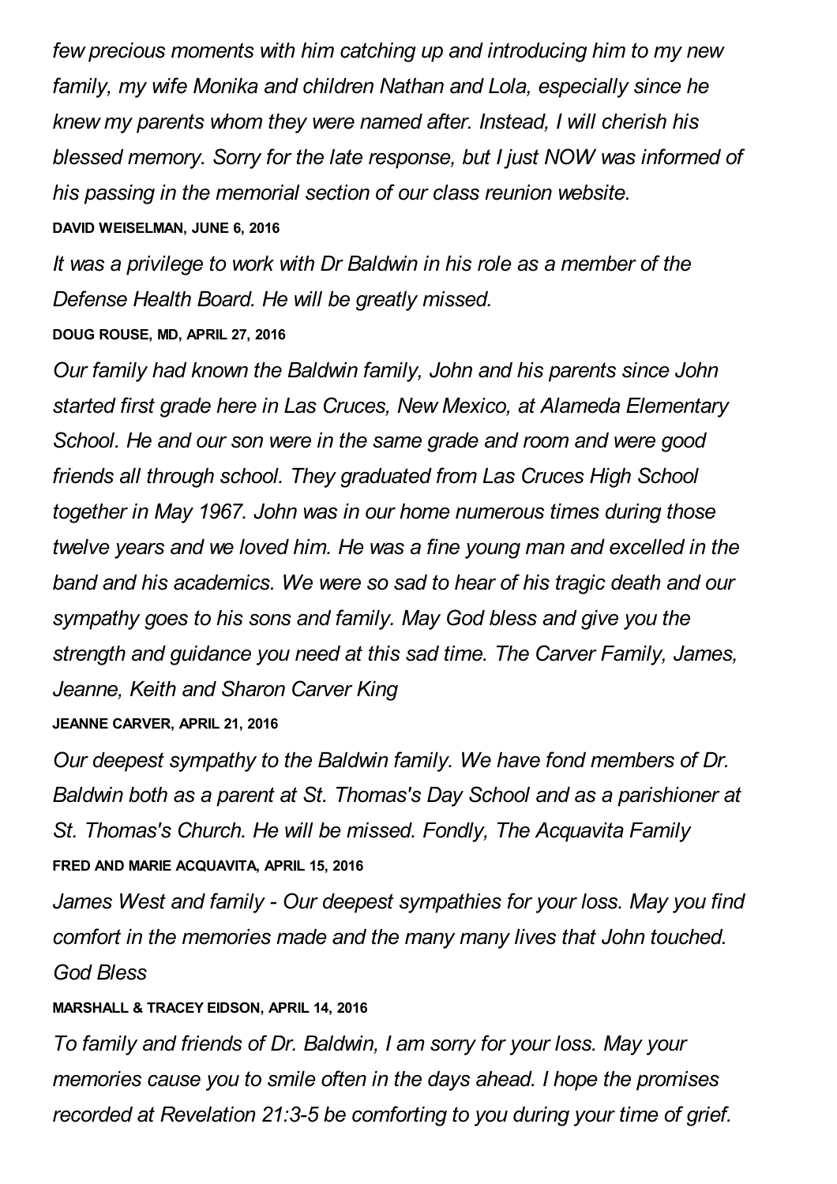*few precious moments with him catching up and introducing him to my new family, my wife Monika and children Nathan and Lola, especially since he knew my parents whom they were named after. Instead, I will cherish his blessed memory. Sorry for the late response, but I just NOW was informed of his passing in the memorial section of our class reunion website.*

**DAVID WEISELMAN, JUNE 6, 2016**

*It was a privilege to work with Dr Baldwin in his role as a member of the Defense Health Board. He will be greatly missed.*

**DOUG ROUSE, MD, APRIL 27, 2016**

*Our family had known the Baldwin family, John and his parents since John started first grade here in Las Cruces, New Mexico, at Alameda Elementary School. He and our son were in the same grade and room and were good friends all through school. They graduated from Las Cruces High School together in May 1967. John was in our home numerous times during those twelve years and we loved him. He was a fine young man and excelled in the band and his academics. We were so sad to hear of his tragic death and our sympathy goes to his sons and family. May God bless and give you the strength and guidance you need at this sad time. The Carver Family, James, Jeanne, Keith and Sharon Carver King*

**JEANNE CARVER, APRIL 21, 2016**

*Our deepest sympathy to the Baldwin family. We have fond members of Dr. Baldwin both as a parent at St. Thomas's Day School and as a parishioner at St. Thomas's Church. He will be missed. Fondly, The Acquavita Family*

**FRED AND MARIE ACQUAVITA, APRIL 15, 2016**

*James West and family - Our deepest sympathies for your loss. May you find comfort in the memories made and the many many lives that John touched. God Bless*

**MARSHALL & TRACEY EIDSON, APRIL 14, 2016**

*To family and friends of Dr. Baldwin, I am sorry for your loss. May your memories cause you to smile often in the days ahead. I hope the promises recorded at Revelation 21:3-5 be comforting to you during your time of grief.*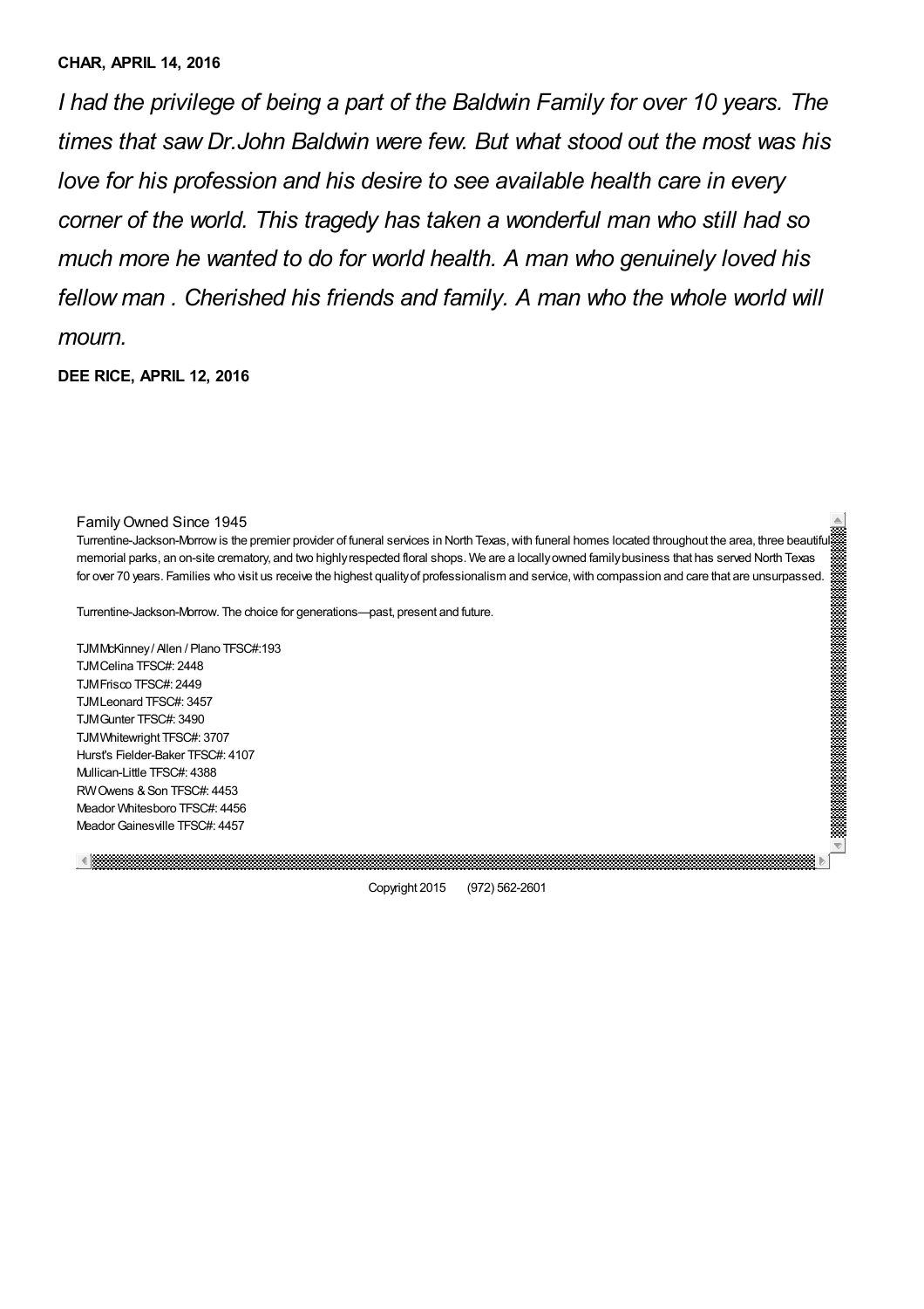**CHAR, APRIL 14, 2016**

*I had the privilege of being a part of the Baldwin Family for over 10 years. The times that saw Dr.John Baldwin were few. But what stood out the most was his love for his profession and his desire to see available health care in every corner of the world. This tragedy has taken a wonderful man who still had so much more he wanted to do for world health. A man who genuinely loved his fellow man . Cherished his friends and family. A man who the whole world will mourn.*

**DEE RICE, APRIL 12, 2016**

Family Owned Since 1945

Turrentine-Jackson-Morrow is the premier provider of funeral services in North Texas, with funeral homes located throughout the area, three beautiful memorial parks, an on-site crematory, and two highly respected floral shops. We are a locally owned family business that has served North Texas for over 70 years. Families who visit us receive the highest quality of professionalism and service, with compassion and care that are unsurpassed.

Turrentine-Jackson-Morrow. The choice for generations—past, present and future.

TJM McKinney / Allen / Plano TFSC#:193
TJM Celina TFSC#: 2448
TJM Frisco TFSC#: 2449
TJM Leonard TFSC#: 3457
TJM Gunter TFSC#: 3490
TJM Whitewright TFSC#: 3707
Hurst's Fielder-Baker TFSC#: 4107
Mullican-Little TFSC#: 4388
RW Owens & Son TFSC#: 4453
Meador Whitesboro TFSC#: 4456
Meador Gainesville TFSC#: 4457

Copyright 2015 (972) 562-2601